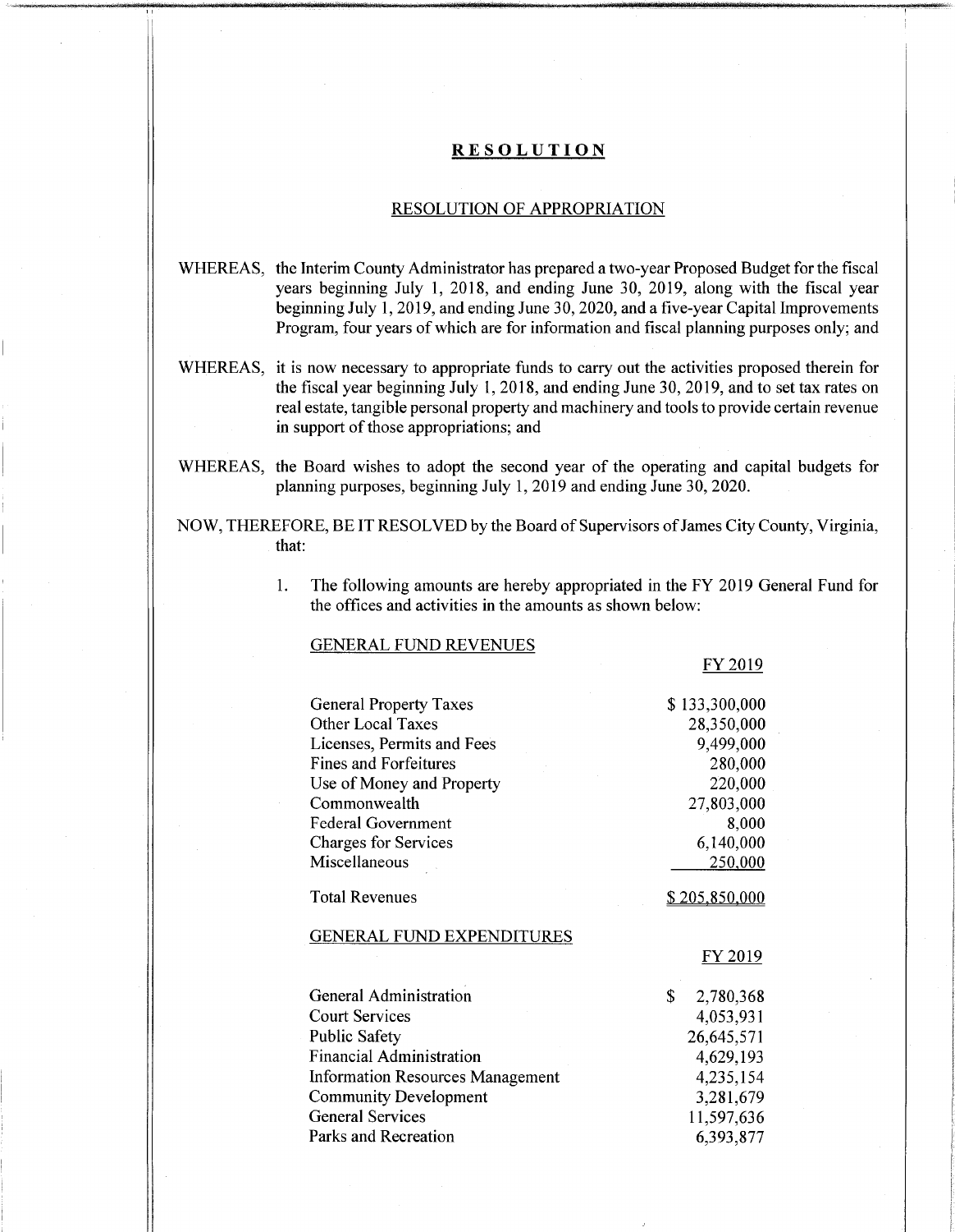# RESOLUTION

## RESOLUTION OF APPROPRIATION

WHEREAS, the Interim County Administrator has prepared a two-year Proposed Budget for the fiscal years beginning July 1, 2018, and ending June 30, 2019, along with the fiscal year beginning July 1, 2019, and ending June 30, 2020, and a five-year Capital Improvements Program, four years of which are for information and fiscal planning purposes only; and

WHEREAS, it is now necessary to appropriate funds to carry out the activities proposed therein for the fiscal year beginning July 1, 2018, and ending June 30, 2019, and to set tax rates on real estate, tangible personal property and machinery and tools to provide certain revenue in support of those appropriations; and

WHEREAS, the Board wishes to adopt the second year of the operating and capital budgets for planning purposes, beginning July 1, 2019 and ending June 30, 2020.

NOW, THEREFORE, BE IT RESOLVED by the Board of Supervisors of James City County, Virginia, that:

1. The following amounts are hereby appropriated in the FY 2019 General Fund for the offices and activities in the amounts as shown below:

GENERAL FUND REVENUES

| | FY 2019 |
|---|---|
| General Property Taxes | $ 133,300,000 |
| Other Local Taxes | 28,350,000 |
| Licenses, Permits and Fees | 9,499,000 |
| Fines and Forfeitures | 280,000 |
| Use of Money and Property | 220,000 |
| Commonwealth | 27,803,000 |
| Federal Government | 8,000 |
| Charges for Services | 6,140,000 |
| Miscellaneous | 250,000 |
| Total Revenues | $ 205,850,000 |

GENERAL FUND EXPENDITURES

| | FY 2019 |
|---|---|
| General Administration | $ 2,780,368 |
| Court Services | 4,053,931 |
| Public Safety | 26,645,571 |
| Financial Administration | 4,629,193 |
| Information Resources Management | 4,235,154 |
| Community Development | 3,281,679 |
| General Services | 11,597,636 |
| Parks and Recreation | 6,393,877 |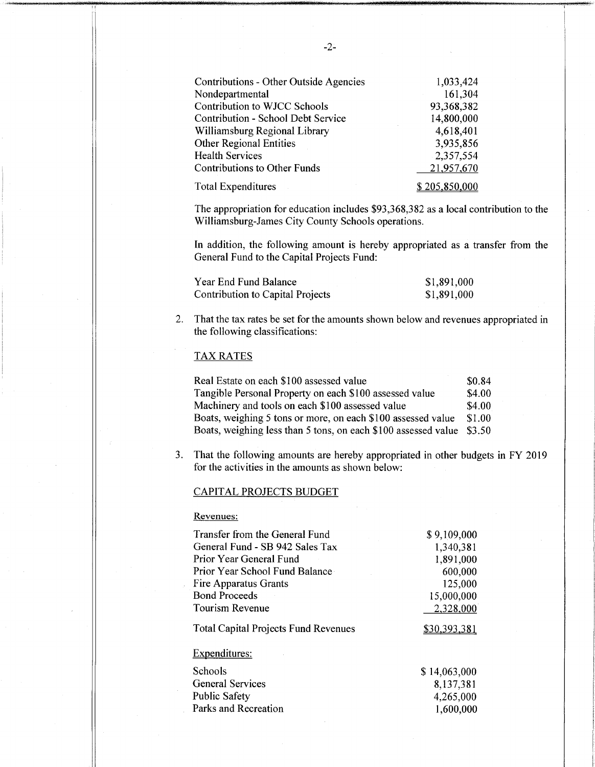| | |
|---|---|
| Contributions - Other Outside Agencies | 1,033,424 |
| Nondepartmental | 161,304 |
| Contribution to WJCC Schools | 93,368,382 |
| Contribution - School Debt Service | 14,800,000 |
| Williamsburg Regional Library | 4,618,401 |
| Other Regional Entities | 3,935,856 |
| Health Services | 2,357,554 |
| Contributions to Other Funds | 21,957,670 |
| Total Expenditures | $ 205,850,000 |

The appropriation for education includes $93,368,382 as a local contribution to the Williamsburg-James City County Schools operations.

In addition, the following amount is hereby appropriated as a transfer from the General Fund to the Capital Projects Fund:

| | |
|---|---|
| Year End Fund Balance | $1,891,000 |
| Contribution to Capital Projects | $1,891,000 |

2. That the tax rates be set for the amounts shown below and revenues appropriated in the following classifications:

   TAX RATES

| | |
|---|---|
| Real Estate on each $100 assessed value | $0.84 |
| Tangible Personal Property on each $100 assessed value | $4.00 |
| Machinery and tools on each $100 assessed value | $4.00 |
| Boats, weighing 5 tons or more, on each $100 assessed value | $1.00 |
| Boats, weighing less than 5 tons, on each $100 assessed value | $3.50 |

3. That the following amounts are hereby appropriated in other budgets in FY 2019 for the activities in the amounts as shown below:

   CAPITAL PROJECTS BUDGET

   Revenues:

| | |
|---|---|
| Transfer from the General Fund | $ 9,109,000 |
| General Fund - SB 942 Sales Tax | 1,340,381 |
| Prior Year General Fund | 1,891,000 |
| Prior Year School Fund Balance | 600,000 |
| Fire Apparatus Grants | 125,000 |
| Bond Proceeds | 15,000,000 |
| Tourism Revenue | 2,328,000 |
| Total Capital Projects Fund Revenues | $30,393,381 |

   Expenditures:

| | |
|---|---|
| Schools | $ 14,063,000 |
| General Services | 8,137,381 |
| Public Safety | 4,265,000 |
| Parks and Recreation | 1,600,000 |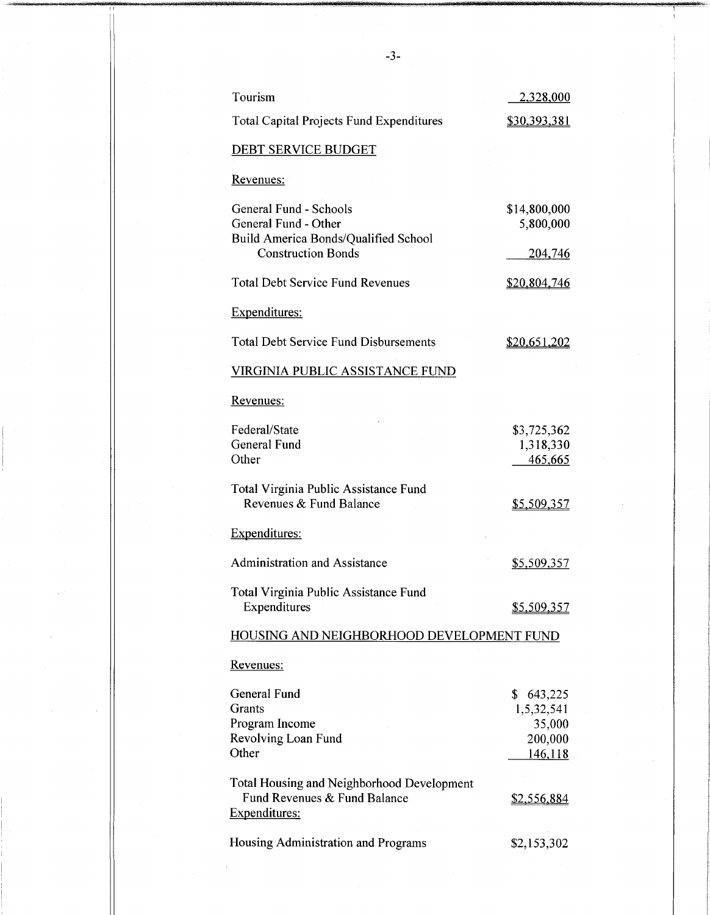| | |
|---|---|
| Tourism | 2,328,000 |
| Total Capital Projects Fund Expenditures | $30,393,381 |

DEBT SERVICE BUDGET

Revenues:

| | |
|---|---|
| General Fund - Schools | $14,800,000 |
| General Fund - Other | 5,800,000 |
| Build America Bonds/Qualified School Construction Bonds | 204,746 |
| Total Debt Service Fund Revenues | $20,804,746 |

Expenditures:

| | |
|---|---|
| Total Debt Service Fund Disbursements | $20,651,202 |

VIRGINIA PUBLIC ASSISTANCE FUND

Revenues:

| | |
|---|---|
| Federal/State | $3,725,362 |
| General Fund | 1,318,330 |
| Other | 465,665 |
| Total Virginia Public Assistance Fund Revenues & Fund Balance | $5,509,357 |

Expenditures:

| | |
|---|---|
| Administration and Assistance | $5,509,357 |
| Total Virginia Public Assistance Fund Expenditures | $5,509,357 |

HOUSING AND NEIGHBORHOOD DEVELOPMENT FUND

Revenues:

| | |
|---|---|
| General Fund | $ 643,225 |
| Grants | 1,5,32,541 |
| Program Income | 35,000 |
| Revolving Loan Fund | 200,000 |
| Other | 146,118 |
| Total Housing and Neighborhood Development Fund Revenues & Fund Balance | $2,556,884 |

Expenditures:

| | |
|---|---|
| Housing Administration and Programs | $2,153,302 |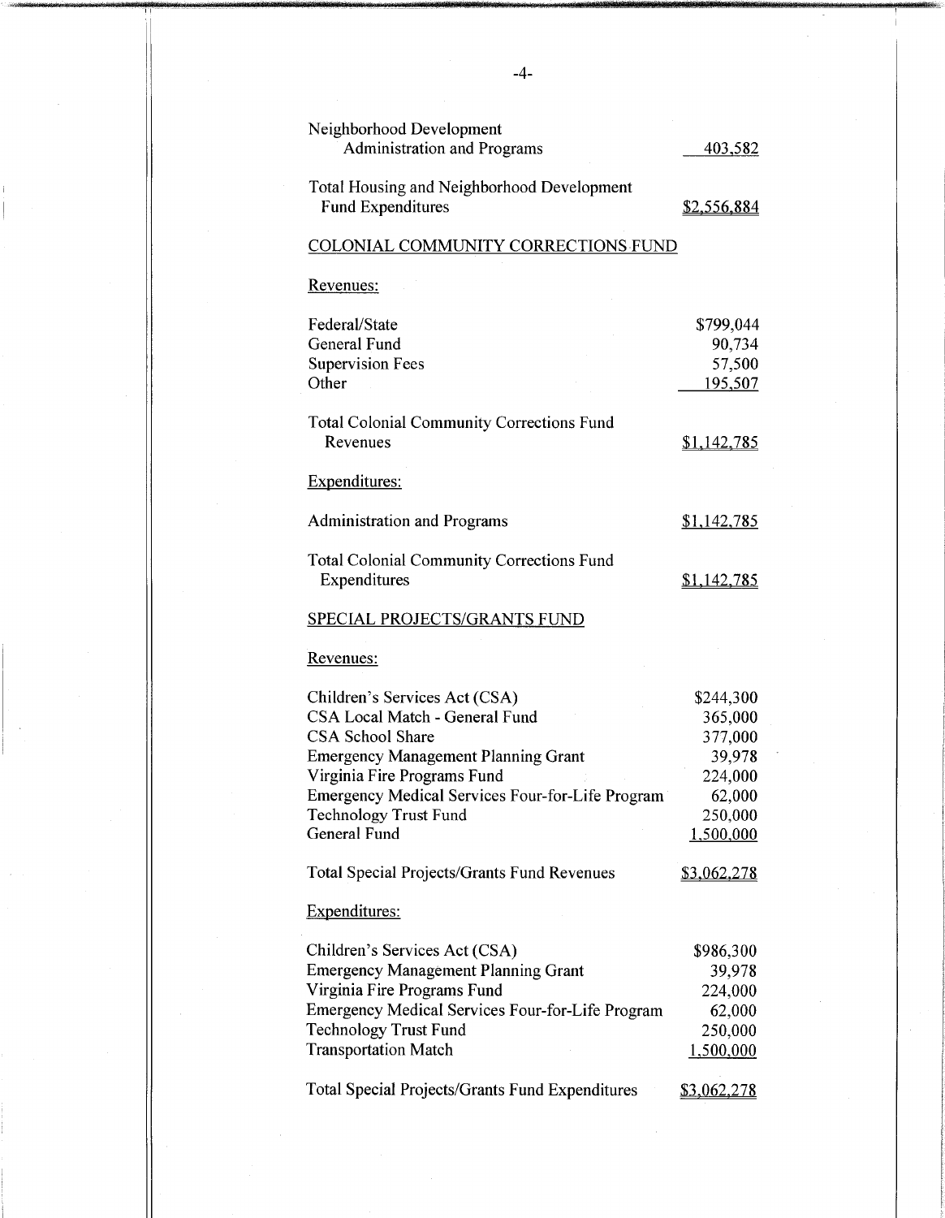| | |
|---|---|
| Neighborhood Development<br>Administration and Programs | 403,582 |
| Total Housing and Neighborhood Development<br>Fund Expenditures | $2,556,884 |

COLONIAL COMMUNITY CORRECTIONS FUND

Revenues:

| | |
|---|---|
| Federal/State | $799,044 |
| General Fund | 90,734 |
| Supervision Fees | 57,500 |
| Other | 195,507 |
| Total Colonial Community Corrections Fund<br>Revenues | $1,142,785 |

Expenditures:

| | |
|---|---|
| Administration and Programs | $1,142,785 |
| Total Colonial Community Corrections Fund<br>Expenditures | $1,142,785 |

SPECIAL PROJECTS/GRANTS FUND

Revenues:

| | |
|---|---|
| Children's Services Act (CSA) | $244,300 |
| CSA Local Match - General Fund | 365,000 |
| CSA School Share | 377,000 |
| Emergency Management Planning Grant | 39,978 |
| Virginia Fire Programs Fund | 224,000 |
| Emergency Medical Services Four-for-Life Program | 62,000 |
| Technology Trust Fund | 250,000 |
| General Fund | 1,500,000 |
| Total Special Projects/Grants Fund Revenues | $3,062,278 |

Expenditures:

| | |
|---|---|
| Children's Services Act (CSA) | $986,300 |
| Emergency Management Planning Grant | 39,978 |
| Virginia Fire Programs Fund | 224,000 |
| Emergency Medical Services Four-for-Life Program | 62,000 |
| Technology Trust Fund | 250,000 |
| Transportation Match | 1,500,000 |
| Total Special Projects/Grants Fund Expenditures | $3,062,278 |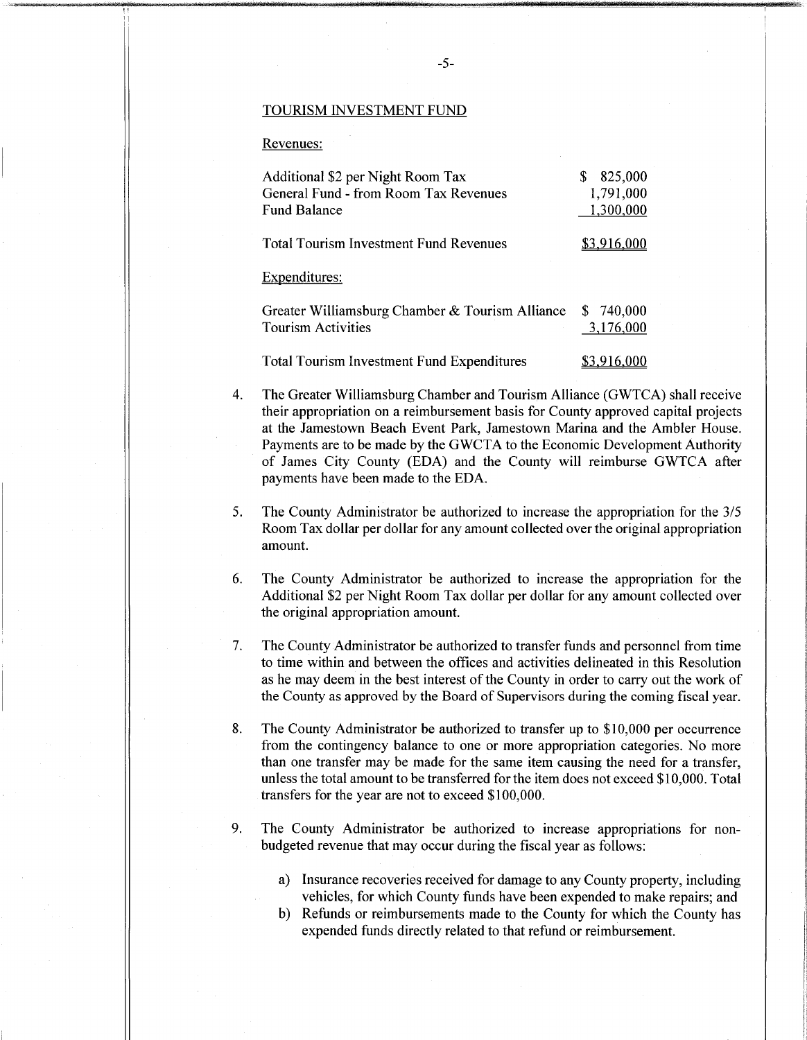TOURISM INVESTMENT FUND

Revenues:

| | |
|---|---|
| Additional $2 per Night Room Tax | $ 825,000 |
| General Fund - from Room Tax Revenues | 1,791,000 |
| Fund Balance | 1,300,000 |
| Total Tourism Investment Fund Revenues | $3,916,000 |

Expenditures:

| | |
|---|---|
| Greater Williamsburg Chamber & Tourism Alliance | $ 740,000 |
| Tourism Activities | 3,176,000 |
| Total Tourism Investment Fund Expenditures | $3,916,000 |

4. The Greater Williamsburg Chamber and Tourism Alliance (GWTCA) shall receive their appropriation on a reimbursement basis for County approved capital projects at the Jamestown Beach Event Park, Jamestown Marina and the Ambler House. Payments are to be made by the GWCTA to the Economic Development Authority of James City County (EDA) and the County will reimburse GWTCA after payments have been made to the EDA.

5. The County Administrator be authorized to increase the appropriation for the 3/5 Room Tax dollar per dollar for any amount collected over the original appropriation amount.

6. The County Administrator be authorized to increase the appropriation for the Additional $2 per Night Room Tax dollar per dollar for any amount collected over the original appropriation amount.

7. The County Administrator be authorized to transfer funds and personnel from time to time within and between the offices and activities delineated in this Resolution as he may deem in the best interest of the County in order to carry out the work of the County as approved by the Board of Supervisors during the coming fiscal year.

8. The County Administrator be authorized to transfer up to $10,000 per occurrence from the contingency balance to one or more appropriation categories. No more than one transfer may be made for the same item causing the need for a transfer, unless the total amount to be transferred for the item does not exceed $10,000. Total transfers for the year are not to exceed $100,000.

9. The County Administrator be authorized to increase appropriations for non-budgeted revenue that may occur during the fiscal year as follows:

   a) Insurance recoveries received for damage to any County property, including vehicles, for which County funds have been expended to make repairs; and
   b) Refunds or reimbursements made to the County for which the County has expended funds directly related to that refund or reimbursement.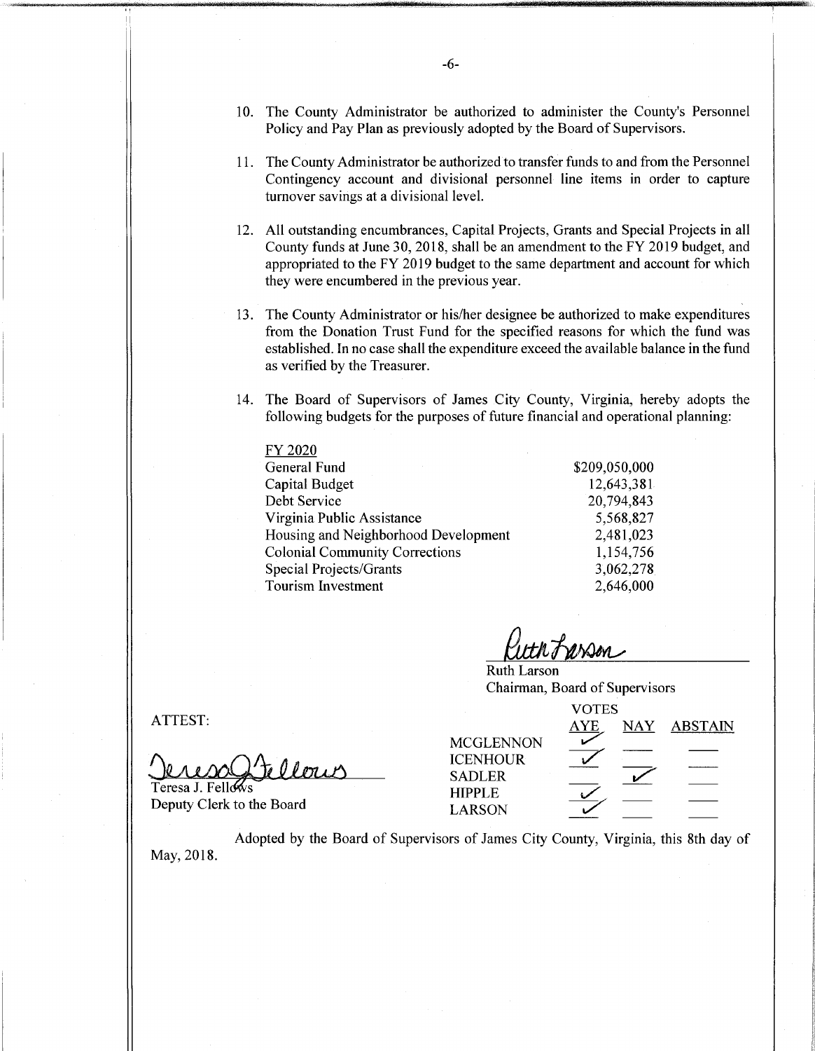10. The County Administrator be authorized to administer the County's Personnel Policy and Pay Plan as previously adopted by the Board of Supervisors.

11. The County Administrator be authorized to transfer funds to and from the Personnel Contingency account and divisional personnel line items in order to capture turnover savings at a divisional level.

12. All outstanding encumbrances, Capital Projects, Grants and Special Projects in all County funds at June 30, 2018, shall be an amendment to the FY 2019 budget, and appropriated to the FY 2019 budget to the same department and account for which they were encumbered in the previous year.

13. The County Administrator or his/her designee be authorized to make expenditures from the Donation Trust Fund for the specified reasons for which the fund was established. In no case shall the expenditure exceed the available balance in the fund as verified by the Treasurer.

14. The Board of Supervisors of James City County, Virginia, hereby adopts the following budgets for the purposes of future financial and operational planning:

| FY 2020 | |
|---|---|
| General Fund | $209,050,000 |
| Capital Budget | 12,643,381 |
| Debt Service | 20,794,843 |
| Virginia Public Assistance | 5,568,827 |
| Housing and Neighborhood Development | 2,481,023 |
| Colonial Community Corrections | 1,154,756 |
| Special Projects/Grants | 3,062,278 |
| Tourism Investment | 2,646,000 |

Ruth Larson
Chairman, Board of Supervisors

ATTEST:

Teresa J. Fellows
Deputy Clerk to the Board

| VOTES | AYE | NAY | ABSTAIN |
|---|---|---|---|
| MCGLENNON | ✓ | | |
| ICENHOUR | ✓ | | |
| SADLER | | ✓ | |
| HIPPLE | ✓ | | |
| LARSON | ✓ | | |

Adopted by the Board of Supervisors of James City County, Virginia, this 8th day of May, 2018.